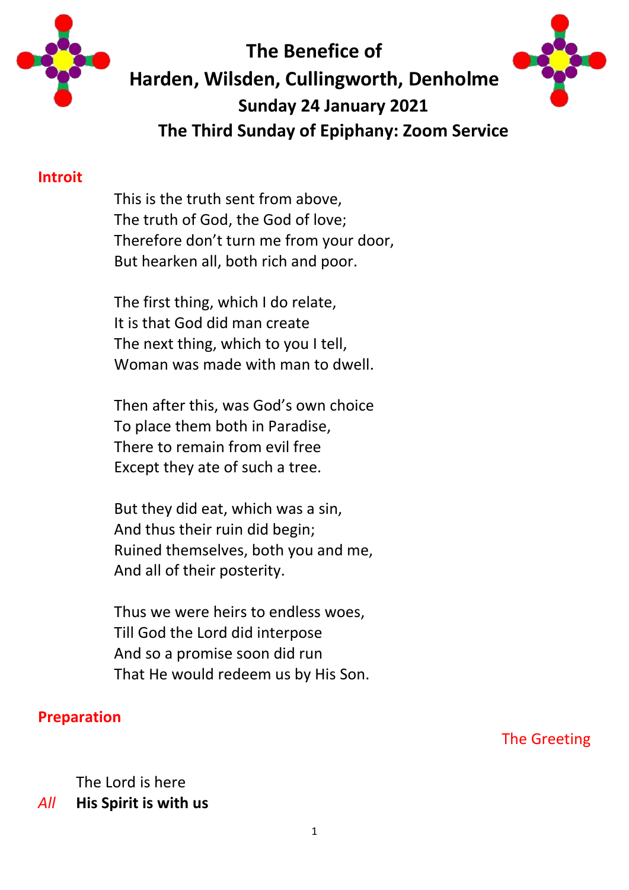# The Benefice of
# Harden, Wilsden, Cullingworth, Denholme
## Sunday 24 January 2021
## The Third Sunday of Epiphany: Zoom Service

### Introit

This is the truth sent from above,
The truth of God, the God of love;
Therefore don't turn me from your door,
But hearken all, both rich and poor.

The first thing, which I do relate,
It is that God did man create
The next thing, which to you I tell,
Woman was made with man to dwell.

Then after this, was God's own choice
To place them both in Paradise,
There to remain from evil free
Except they ate of such a tree.

But they did eat, which was a sin,
And thus their ruin did begin;
Ruined themselves, both you and me,
And all of their posterity.

Thus we were heirs to endless woes,
Till God the Lord did interpose
And so a promise soon did run
That He would redeem us by His Son.

### Preparation

The Greeting

The Lord is here
*All* **His Spirit is with us**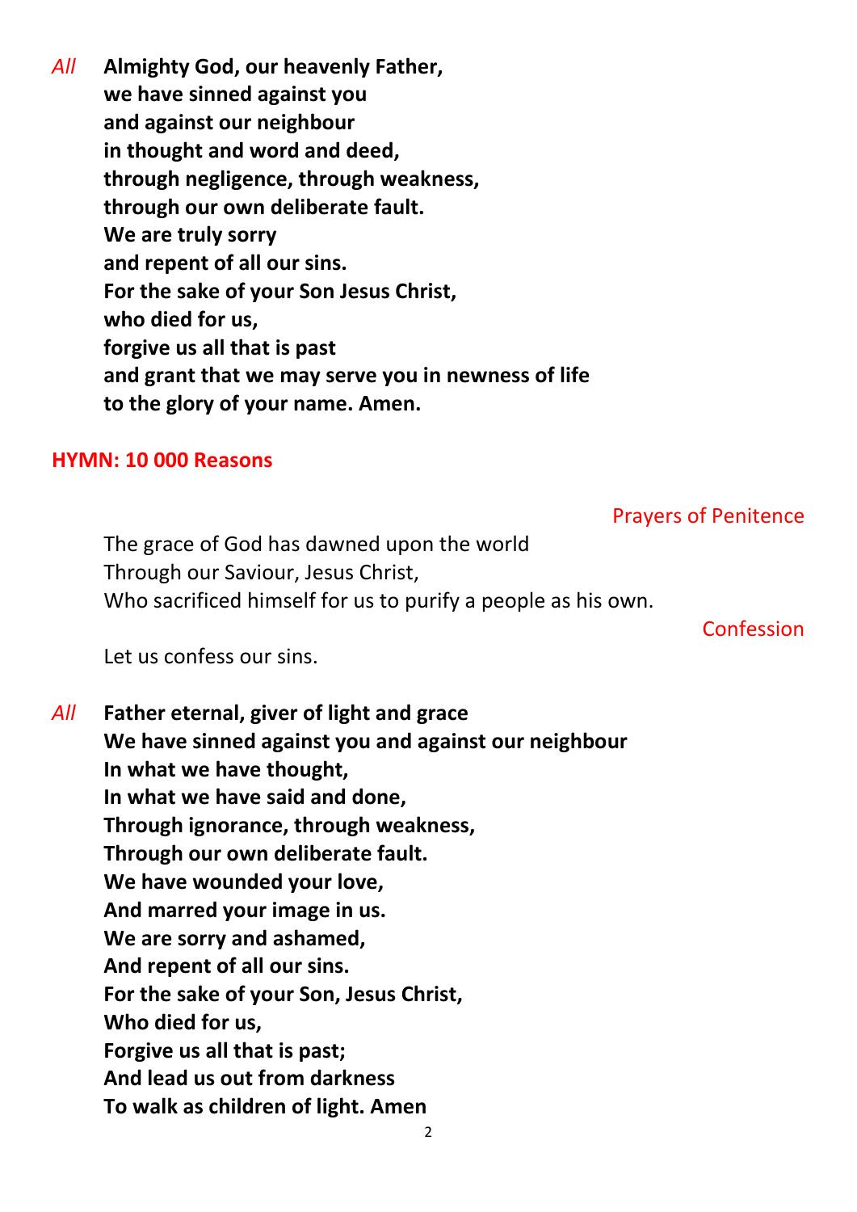*All* **Almighty God, our heavenly Father,**
**we have sinned against you**
**and against our neighbour**
**in thought and word and deed,**
**through negligence, through weakness,**
**through our own deliberate fault.**
**We are truly sorry**
**and repent of all our sins.**
**For the sake of your Son Jesus Christ,**
**who died for us,**
**forgive us all that is past**
**and grant that we may serve you in newness of life**
**to the glory of your name. Amen.**

**HYMN: 10 000 Reasons**

Prayers of Penitence

The grace of God has dawned upon the world
Through our Saviour, Jesus Christ,
Who sacrificed himself for us to purify a people as his own.

Confession

Let us confess our sins.

*All* **Father eternal, giver of light and grace**
**We have sinned against you and against our neighbour**
**In what we have thought,**
**In what we have said and done,**
**Through ignorance, through weakness,**
**Through our own deliberate fault.**
**We have wounded your love,**
**And marred your image in us.**
**We are sorry and ashamed,**
**And repent of all our sins.**
**For the sake of your Son, Jesus Christ,**
**Who died for us,**
**Forgive us all that is past;**
**And lead us out from darkness**
**To walk as children of light. Amen**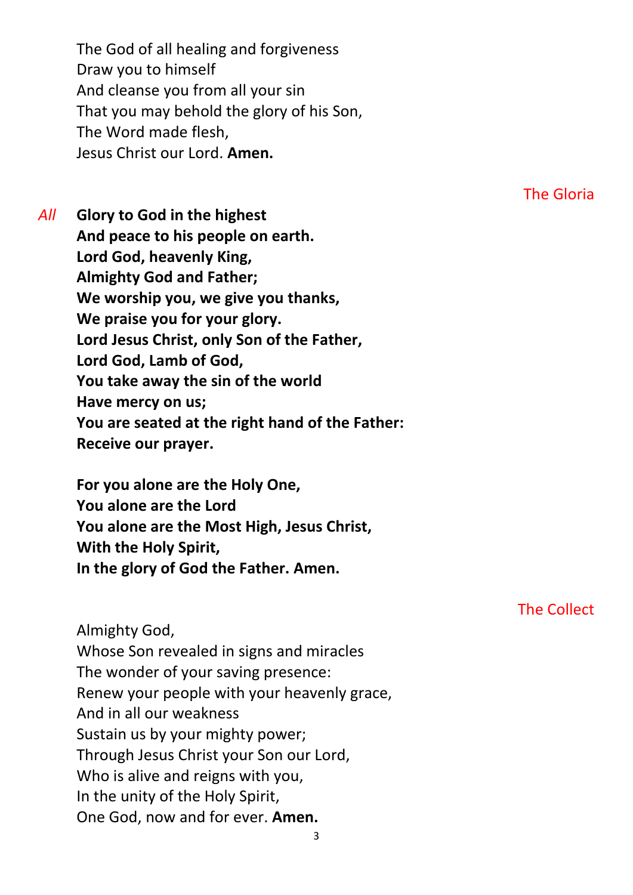The God of all healing and forgiveness
Draw you to himself
And cleanse you from all your sin
That you may behold the glory of his Son,
The Word made flesh,
Jesus Christ our Lord. **Amen.**

## The Gloria

*All* **Glory to God in the highest**
**And peace to his people on earth.**
**Lord God, heavenly King,**
**Almighty God and Father;**
**We worship you, we give you thanks,**
**We praise you for your glory.**
**Lord Jesus Christ, only Son of the Father,**
**Lord God, Lamb of God,**
**You take away the sin of the world**
**Have mercy on us;**
**You are seated at the right hand of the Father:**
**Receive our prayer.**

**For you alone are the Holy One,**
**You alone are the Lord**
**You alone are the Most High, Jesus Christ,**
**With the Holy Spirit,**
**In the glory of God the Father. Amen.**

## The Collect

Almighty God,
Whose Son revealed in signs and miracles
The wonder of your saving presence:
Renew your people with your heavenly grace,
And in all our weakness
Sustain us by your mighty power;
Through Jesus Christ your Son our Lord,
Who is alive and reigns with you,
In the unity of the Holy Spirit,
One God, now and for ever. **Amen.**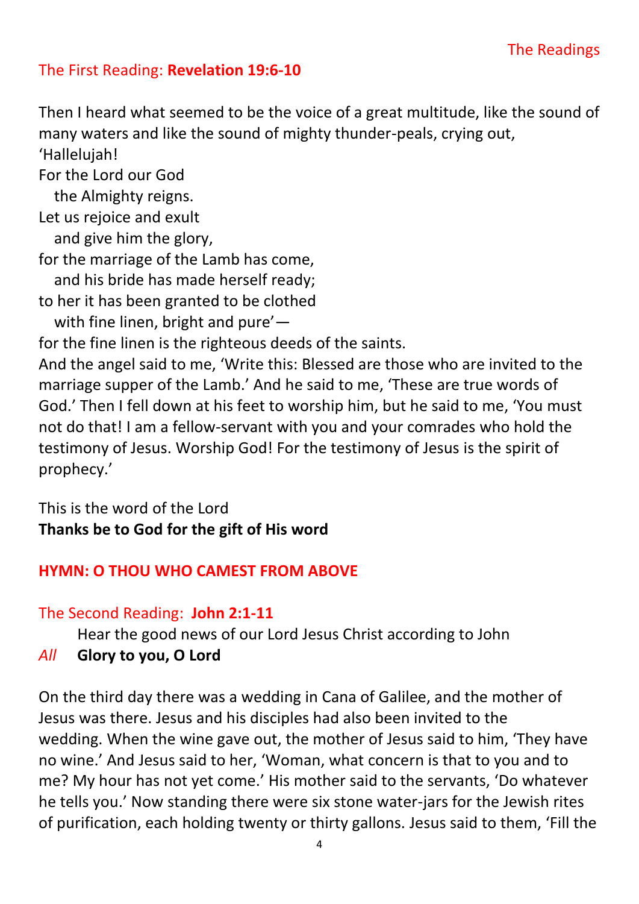The Readings

## The First Reading: **Revelation 19:6-10**

Then I heard what seemed to be the voice of a great multitude, like the sound of many waters and like the sound of mighty thunder-peals, crying out,
'Hallelujah!
For the Lord our God
  the Almighty reigns.
Let us rejoice and exult
  and give him the glory,
for the marriage of the Lamb has come,
  and his bride has made herself ready;
to her it has been granted to be clothed
  with fine linen, bright and pure'—
for the fine linen is the righteous deeds of the saints.
And the angel said to me, 'Write this: Blessed are those who are invited to the marriage supper of the Lamb.' And he said to me, 'These are true words of God.' Then I fell down at his feet to worship him, but he said to me, 'You must not do that! I am a fellow-servant with you and your comrades who hold the testimony of Jesus. Worship God! For the testimony of Jesus is the spirit of prophecy.'

This is the word of the Lord
**Thanks be to God for the gift of His word**

## HYMN: O THOU WHO CAMEST FROM ABOVE

## The Second Reading: **John 2:1-11**

Hear the good news of our Lord Jesus Christ according to John
*All* **Glory to you, O Lord**

On the third day there was a wedding in Cana of Galilee, and the mother of Jesus was there. Jesus and his disciples had also been invited to the wedding. When the wine gave out, the mother of Jesus said to him, 'They have no wine.' And Jesus said to her, 'Woman, what concern is that to you and to me? My hour has not yet come.' His mother said to the servants, 'Do whatever he tells you.' Now standing there were six stone water-jars for the Jewish rites of purification, each holding twenty or thirty gallons. Jesus said to them, 'Fill the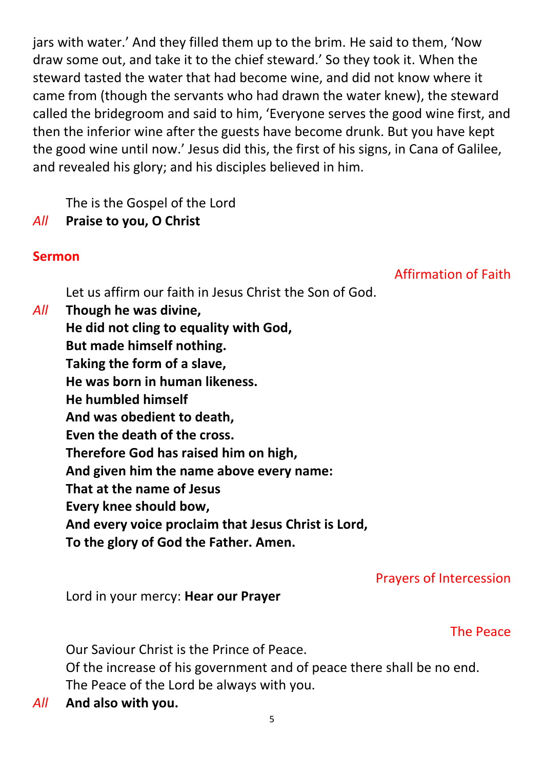jars with water.' And they filled them up to the brim. He said to them, 'Now draw some out, and take it to the chief steward.' So they took it. When the steward tasted the water that had become wine, and did not know where it came from (though the servants who had drawn the water knew), the steward called the bridegroom and said to him, 'Everyone serves the good wine first, and then the inferior wine after the guests have become drunk. But you have kept the good wine until now.' Jesus did this, the first of his signs, in Cana of Galilee, and revealed his glory; and his disciples believed in him.

The is the Gospel of the Lord

*All* **Praise to you, O Christ**

**Sermon**

### Affirmation of Faith

Let us affirm our faith in Jesus Christ the Son of God.

*All* **Though he was divine,**
**He did not cling to equality with God,**
**But made himself nothing.**
**Taking the form of a slave,**
**He was born in human likeness.**
**He humbled himself**
**And was obedient to death,**
**Even the death of the cross.**
**Therefore God has raised him on high,**
**And given him the name above every name:**
**That at the name of Jesus**
**Every knee should bow,**
**And every voice proclaim that Jesus Christ is Lord,**
**To the glory of God the Father. Amen.**

### Prayers of Intercession

Lord in your mercy: **Hear our Prayer**

### The Peace

Our Saviour Christ is the Prince of Peace.
Of the increase of his government and of peace there shall be no end.
The Peace of the Lord be always with you.

*All* **And also with you.**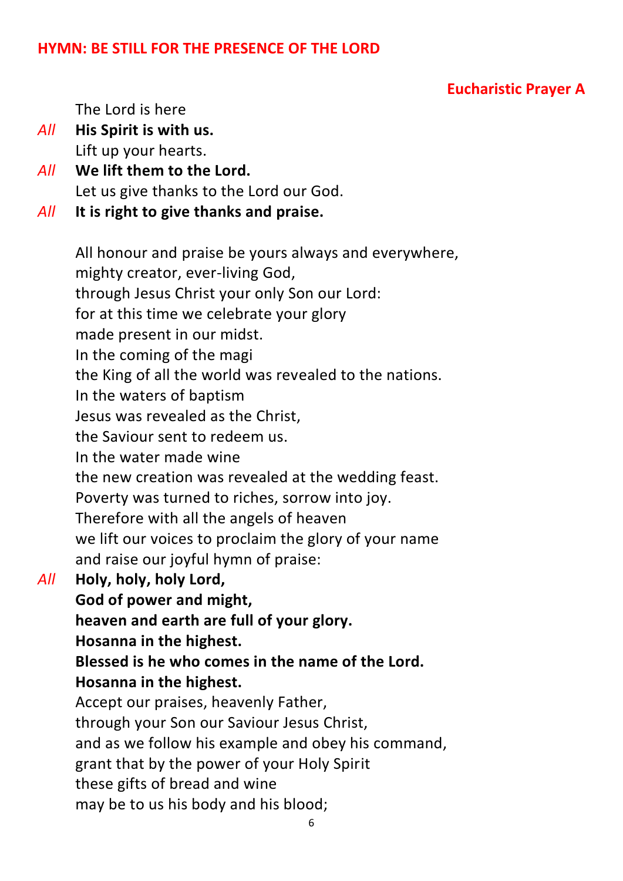## HYMN: BE STILL FOR THE PRESENCE OF THE LORD

### Eucharistic Prayer A

The Lord is here

*All* **His Spirit is with us.**

Lift up your hearts.

*All* **We lift them to the Lord.**

Let us give thanks to the Lord our God.

*All* **It is right to give thanks and praise.**

All honour and praise be yours always and everywhere,
mighty creator, ever-living God,
through Jesus Christ your only Son our Lord:
for at this time we celebrate your glory
made present in our midst.
In the coming of the magi
the King of all the world was revealed to the nations.
In the waters of baptism
Jesus was revealed as the Christ,
the Saviour sent to redeem us.
In the water made wine
the new creation was revealed at the wedding feast.
Poverty was turned to riches, sorrow into joy.
Therefore with all the angels of heaven
we lift our voices to proclaim the glory of your name
and raise our joyful hymn of praise:

*All* **Holy, holy, holy Lord,**
**God of power and might,**
**heaven and earth are full of your glory.**
**Hosanna in the highest.**
**Blessed is he who comes in the name of the Lord.**
**Hosanna in the highest.**

Accept our praises, heavenly Father,
through your Son our Saviour Jesus Christ,
and as we follow his example and obey his command,
grant that by the power of your Holy Spirit
these gifts of bread and wine
may be to us his body and his blood;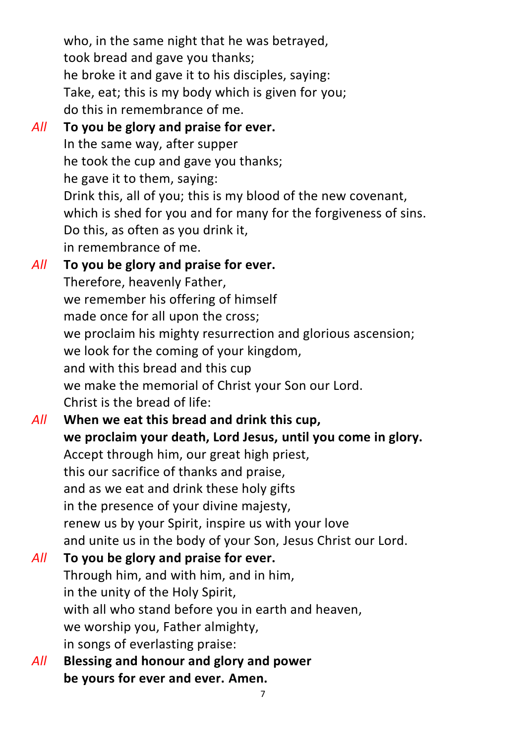who, in the same night that he was betrayed,
took bread and gave you thanks;
he broke it and gave it to his disciples, saying:
Take, eat; this is my body which is given for you;
do this in remembrance of me.

*All* **To you be glory and praise for ever.**

In the same way, after supper
he took the cup and gave you thanks;
he gave it to them, saying:
Drink this, all of you; this is my blood of the new covenant,
which is shed for you and for many for the forgiveness of sins.
Do this, as often as you drink it,
in remembrance of me.

*All* **To you be glory and praise for ever.**

Therefore, heavenly Father,
we remember his offering of himself
made once for all upon the cross;
we proclaim his mighty resurrection and glorious ascension;
we look for the coming of your kingdom,
and with this bread and this cup
we make the memorial of Christ your Son our Lord.
Christ is the bread of life:

*All* **When we eat this bread and drink this cup,**
**we proclaim your death, Lord Jesus, until you come in glory.**

Accept through him, our great high priest,
this our sacrifice of thanks and praise,
and as we eat and drink these holy gifts
in the presence of your divine majesty,
renew us by your Spirit, inspire us with your love
and unite us in the body of your Son, Jesus Christ our Lord.

*All* **To you be glory and praise for ever.**

Through him, and with him, and in him,
in the unity of the Holy Spirit,
with all who stand before you in earth and heaven,
we worship you, Father almighty,
in songs of everlasting praise:

*All* **Blessing and honour and glory and power**
**be yours for ever and ever. Amen.**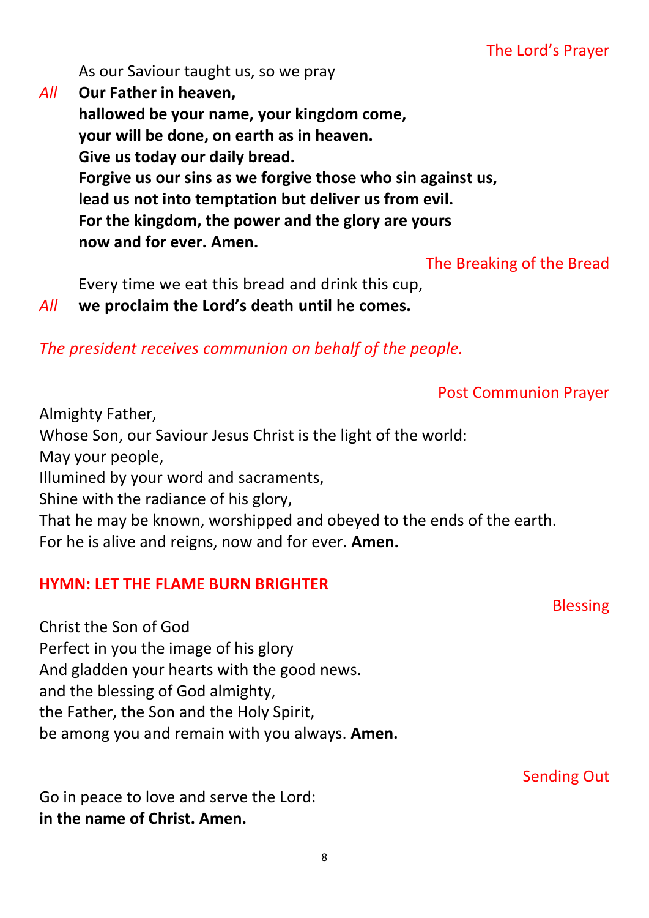### The Lord's Prayer

As our Saviour taught us, so we pray

*All* **Our Father in heaven,**
**hallowed be your name, your kingdom come,**
**your will be done, on earth as in heaven.**
**Give us today our daily bread.**
**Forgive us our sins as we forgive those who sin against us,**
**lead us not into temptation but deliver us from evil.**
**For the kingdom, the power and the glory are yours**
**now and for ever. Amen.**

### The Breaking of the Bread

Every time we eat this bread and drink this cup,

*All* **we proclaim the Lord's death until he comes.**

*The president receives communion on behalf of the people.*

### Post Communion Prayer

Almighty Father,
Whose Son, our Saviour Jesus Christ is the light of the world:
May your people,
Illumined by your word and sacraments,
Shine with the radiance of his glory,
That he may be known, worshipped and obeyed to the ends of the earth.
For he is alive and reigns, now and for ever. **Amen.**

**HYMN: LET THE FLAME BURN BRIGHTER**

### Blessing

Christ the Son of God
Perfect in you the image of his glory
And gladden your hearts with the good news.
and the blessing of God almighty,
the Father, the Son and the Holy Spirit,
be among you and remain with you always. **Amen.**

### Sending Out

Go in peace to love and serve the Lord:
**in the name of Christ. Amen.**